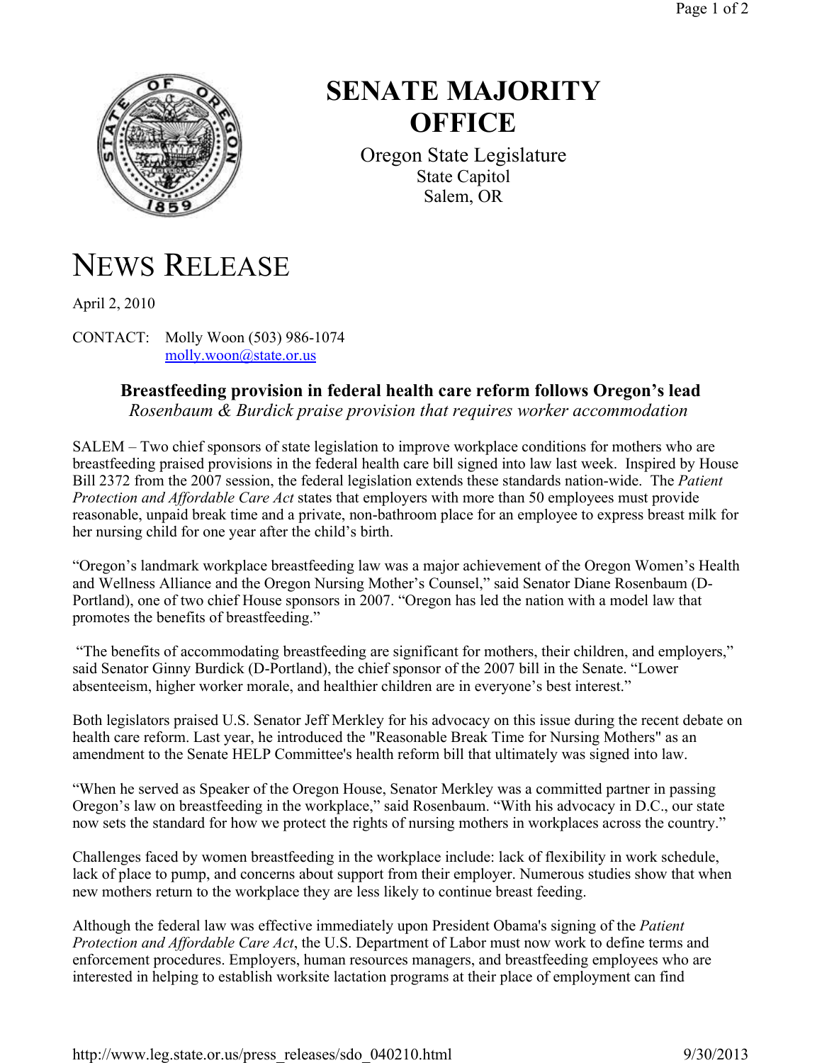# SENATE MAJORITY OFFICE

Oregon State Legislature
State Capitol
Salem, OR

# NEWS RELEASE

April 2, 2010

CONTACT: Molly Woon (503) 986-1074
molly.woon@state.or.us

### Breastfeeding provision in federal health care reform follows Oregon's lead

*Rosenbaum & Burdick praise provision that requires worker accommodation*

SALEM – Two chief sponsors of state legislation to improve workplace conditions for mothers who are breastfeeding praised provisions in the federal health care bill signed into law last week. Inspired by House Bill 2372 from the 2007 session, the federal legislation extends these standards nation-wide. The *Patient Protection and Affordable Care Act* states that employers with more than 50 employees must provide reasonable, unpaid break time and a private, non-bathroom place for an employee to express breast milk for her nursing child for one year after the child's birth.

"Oregon's landmark workplace breastfeeding law was a major achievement of the Oregon Women's Health and Wellness Alliance and the Oregon Nursing Mother's Counsel," said Senator Diane Rosenbaum (D-Portland), one of two chief House sponsors in 2007. "Oregon has led the nation with a model law that promotes the benefits of breastfeeding."

"The benefits of accommodating breastfeeding are significant for mothers, their children, and employers," said Senator Ginny Burdick (D-Portland), the chief sponsor of the 2007 bill in the Senate. "Lower absenteeism, higher worker morale, and healthier children are in everyone's best interest."

Both legislators praised U.S. Senator Jeff Merkley for his advocacy on this issue during the recent debate on health care reform. Last year, he introduced the "Reasonable Break Time for Nursing Mothers" as an amendment to the Senate HELP Committee's health reform bill that ultimately was signed into law.

"When he served as Speaker of the Oregon House, Senator Merkley was a committed partner in passing Oregon's law on breastfeeding in the workplace," said Rosenbaum. "With his advocacy in D.C., our state now sets the standard for how we protect the rights of nursing mothers in workplaces across the country."

Challenges faced by women breastfeeding in the workplace include: lack of flexibility in work schedule, lack of place to pump, and concerns about support from their employer. Numerous studies show that when new mothers return to the workplace they are less likely to continue breast feeding.

Although the federal law was effective immediately upon President Obama's signing of the *Patient Protection and Affordable Care Act*, the U.S. Department of Labor must now work to define terms and enforcement procedures. Employers, human resources managers, and breastfeeding employees who are interested in helping to establish worksite lactation programs at their place of employment can find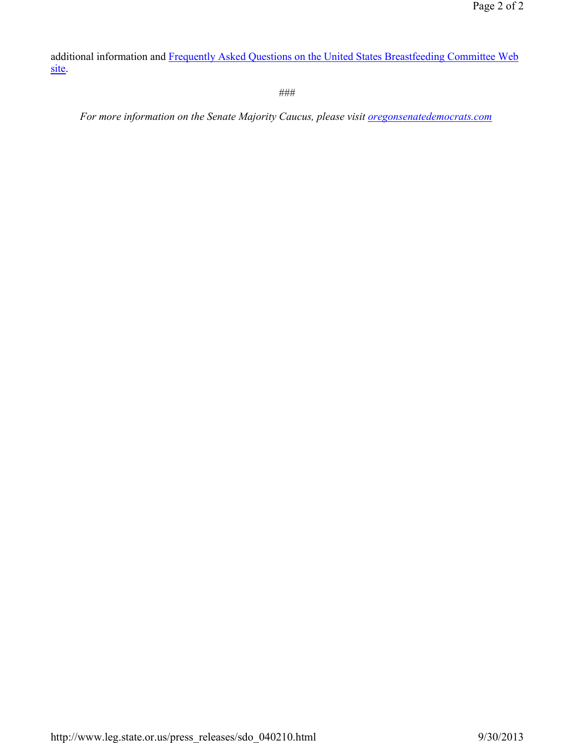additional information and Frequently Asked Questions on the United States Breastfeeding Committee Web site.

###

*For more information on the Senate Majority Caucus, please visit oregonsenatedemocrats.com*